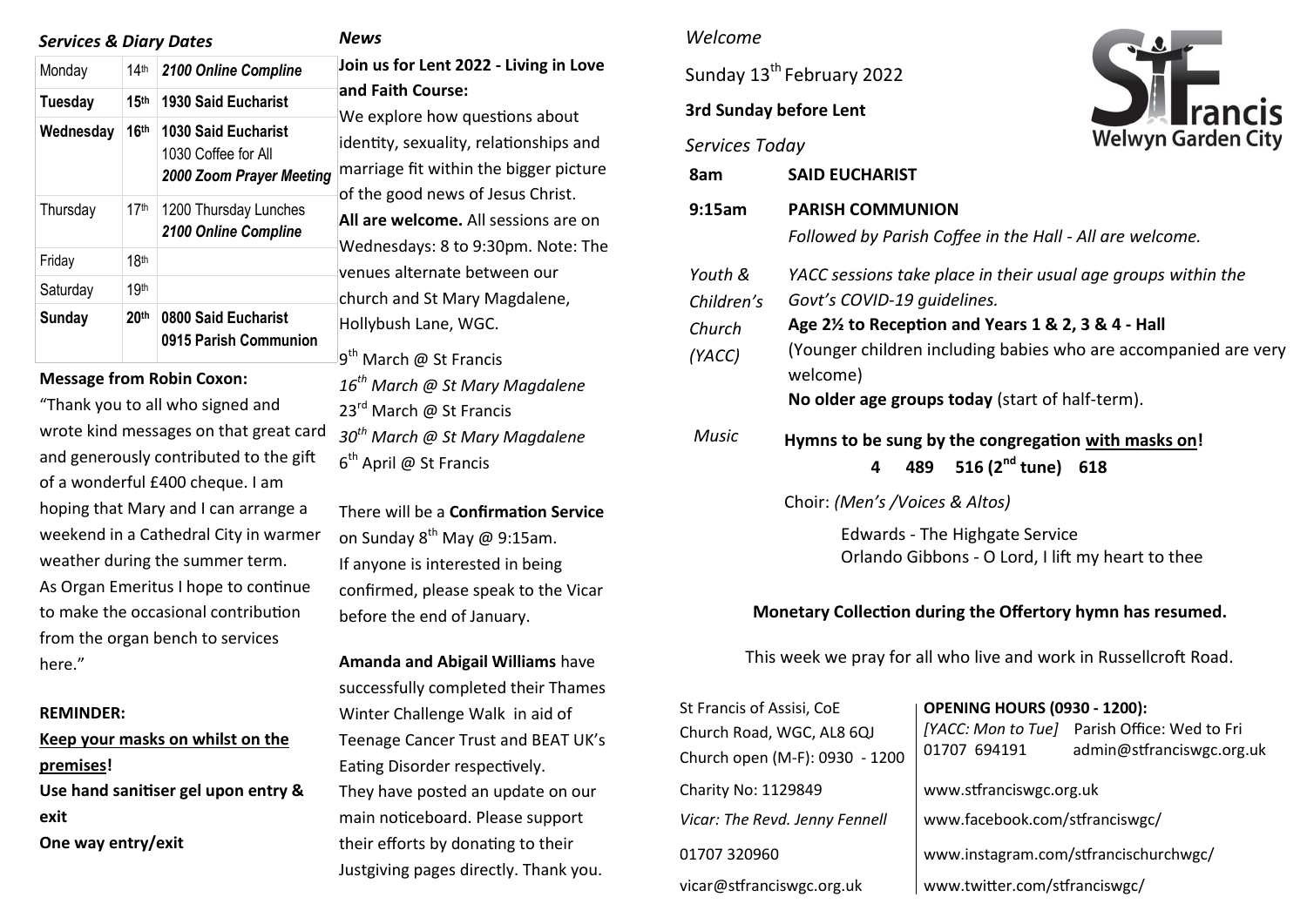*Services & Diary Dates*

| | | |
|---|---|---|
| Monday | 14th | ***2100 Online Compline*** |
| **Tuesday** | **15th** | **1930 Said Eucharist** |
| **Wednesday** | **16th** | **1030 Said Eucharist**<br>1030 Coffee for All<br>***2000 Zoom Prayer Meeting*** |
| Thursday | 17th | 1200 Thursday Lunches<br>***2100 Online Compline*** |
| Friday | 18th | |
| Saturday | 19th | |
| **Sunday** | **20th** | **0800 Said Eucharist**<br>**0915 Parish Communion** |

**Message from Robin Coxon:**

"Thank you to all who signed and wrote kind messages on that great card and generously contributed to the gift of a wonderful £400 cheque. I am hoping that Mary and I can arrange a weekend in a Cathedral City in warmer weather during the summer term. As Organ Emeritus I hope to continue to make the occasional contribution from the organ bench to services here."

**REMINDER:**

**<u>Keep your masks on whilst on the premises</u>!**

**Use hand sanitiser gel upon entry & exit**

**One way entry/exit**

***News***

**Join us for Lent 2022 - Living in Love and Faith Course:**

We explore how questions about identity, sexuality, relationships and marriage fit within the bigger picture of the good news of Jesus Christ. **All are welcome.** All sessions are on Wednesdays: 8 to 9:30pm. Note: The venues alternate between our church and St Mary Magdalene, Hollybush Lane, WGC.

9th March @ St Francis
*16th March @ St Mary Magdalene*
23rd March @ St Francis
*30th March @ St Mary Magdalene*
6th April @ St Francis

There will be a **Confirmation Service** on Sunday 8th May @ 9:15am. If anyone is interested in being confirmed, please speak to the Vicar before the end of January.

**Amanda and Abigail Williams** have successfully completed their Thames Winter Challenge Walk in aid of Teenage Cancer Trust and BEAT UK's Eating Disorder respectively. They have posted an update on our main noticeboard. Please support their efforts by donating to their Justgiving pages directly. Thank you.

*Welcome*

Sunday 13th February 2022

**3rd Sunday before Lent**

St Francis Welwyn Garden City

*Services Today*

| | |
|---|---|
| **8am** | **SAID EUCHARIST** |
| **9:15am** | **PARISH COMMUNION**<br>*Followed by Parish Coffee in the Hall - All are welcome.* |
| *Youth & Children's Church (YACC)* | *YACC sessions take place in their usual age groups within the Govt's COVID-19 guidelines.*<br>**Age 2½ to Reception and Years 1 & 2, 3 & 4 - Hall**<br>(Younger children including babies who are accompanied are very welcome)<br>**No older age groups today** (start of half-term). |
| *Music* | **Hymns to be sung by the congregation <u>with masks on</u>!**<br>**4 489 516 (2nd tune) 618** |

Choir: *(Men's /Voices & Altos)*

Edwards - The Highgate Service
Orlando Gibbons - O Lord, I lift my heart to thee

**Monetary Collection during the Offertory hymn has resumed.**

This week we pray for all who live and work in Russellcroft Road.

St Francis of Assisi, CoE
Church Road, WGC, AL8 6QJ
Church open (M-F): 0930 - 1200

**OPENING HOURS (0930 - 1200):**
*[YACC: Mon to Tue]* Parish Office: Wed to Fri
01707 694191 admin@stfranciswgc.org.uk

Charity No: 1129849

*Vicar: The Revd. Jenny Fennell*

01707 320960

vicar@stfranciswgc.org.uk

www.stfranciswgc.org.uk
www.facebook.com/stfranciswgc/
www.instagram.com/stfrancischurchwgc/
www.twitter.com/stfranciswgc/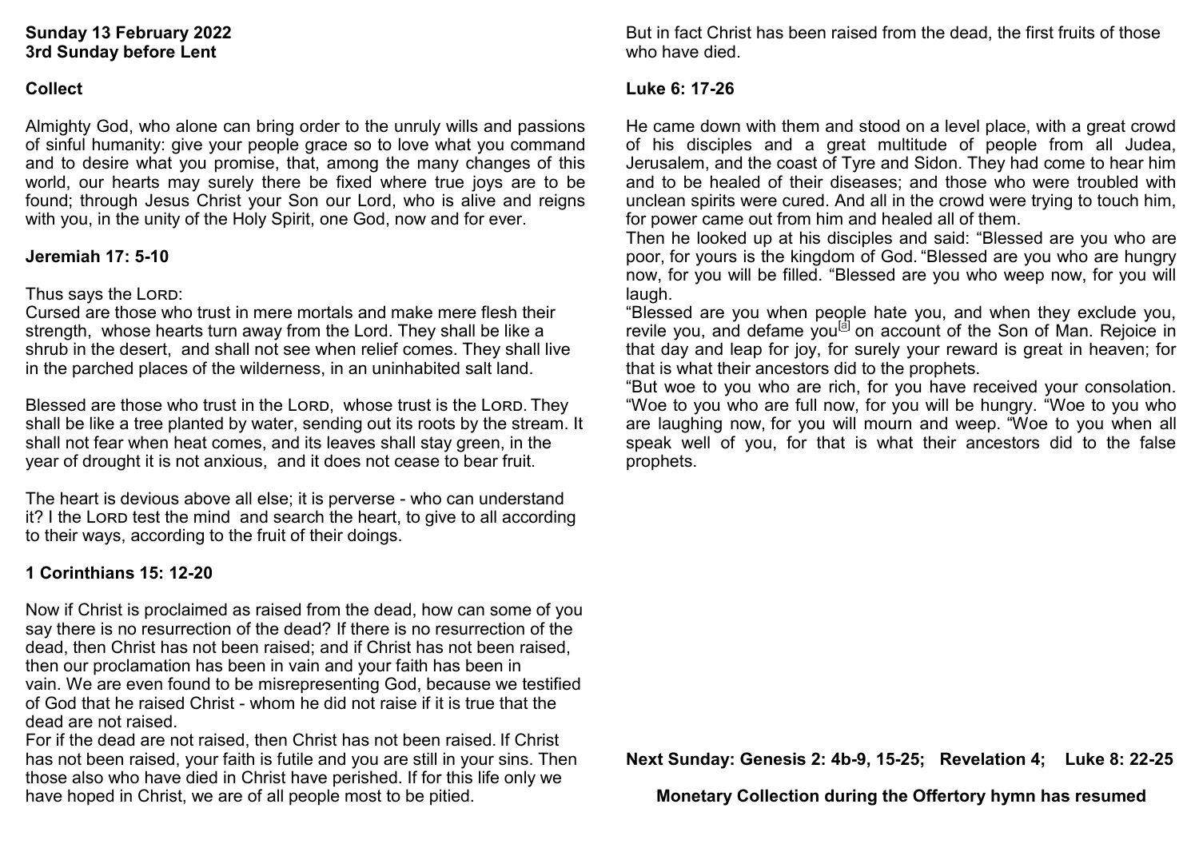**Sunday 13 February 2022**
**3rd Sunday before Lent**

**Collect**

Almighty God, who alone can bring order to the unruly wills and passions of sinful humanity: give your people grace so to love what you command and to desire what you promise, that, among the many changes of this world, our hearts may surely there be fixed where true joys are to be found; through Jesus Christ your Son our Lord, who is alive and reigns with you, in the unity of the Holy Spirit, one God, now and for ever.

**Jeremiah 17: 5-10**

Thus says the LORD:
Cursed are those who trust in mere mortals and make mere flesh their strength, whose hearts turn away from the Lord. They shall be like a shrub in the desert, and shall not see when relief comes. They shall live in the parched places of the wilderness, in an uninhabited salt land.

Blessed are those who trust in the LORD, whose trust is the LORD. They shall be like a tree planted by water, sending out its roots by the stream. It shall not fear when heat comes, and its leaves shall stay green, in the year of drought it is not anxious, and it does not cease to bear fruit.

The heart is devious above all else; it is perverse - who can understand it? I the LORD test the mind and search the heart, to give to all according to their ways, according to the fruit of their doings.

**1 Corinthians 15: 12-20**

Now if Christ is proclaimed as raised from the dead, how can some of you say there is no resurrection of the dead? If there is no resurrection of the dead, then Christ has not been raised; and if Christ has not been raised, then our proclamation has been in vain and your faith has been in vain. We are even found to be misrepresenting God, because we testified of God that he raised Christ - whom he did not raise if it is true that the dead are not raised.
For if the dead are not raised, then Christ has not been raised. If Christ has not been raised, your faith is futile and you are still in your sins. Then those also who have died in Christ have perished. If for this life only we have hoped in Christ, we are of all people most to be pitied.

But in fact Christ has been raised from the dead, the first fruits of those who have died.

**Luke 6: 17-26**

He came down with them and stood on a level place, with a great crowd of his disciples and a great multitude of people from all Judea, Jerusalem, and the coast of Tyre and Sidon. They had come to hear him and to be healed of their diseases; and those who were troubled with unclean spirits were cured. And all in the crowd were trying to touch him, for power came out from him and healed all of them.
Then he looked up at his disciples and said: "Blessed are you who are poor, for yours is the kingdom of God. "Blessed are you who are hungry now, for you will be filled. "Blessed are you who weep now, for you will laugh.
"Blessed are you when people hate you, and when they exclude you, revile you, and defame you[a] on account of the Son of Man. Rejoice in that day and leap for joy, for surely your reward is great in heaven; for that is what their ancestors did to the prophets.
"But woe to you who are rich, for you have received your consolation. "Woe to you who are full now, for you will be hungry. "Woe to you who are laughing now, for you will mourn and weep. "Woe to you when all speak well of you, for that is what their ancestors did to the false prophets.

**Next Sunday: Genesis 2: 4b-9, 15-25; Revelation 4; Luke 8: 22-25**

**Monetary Collection during the Offertory hymn has resumed**